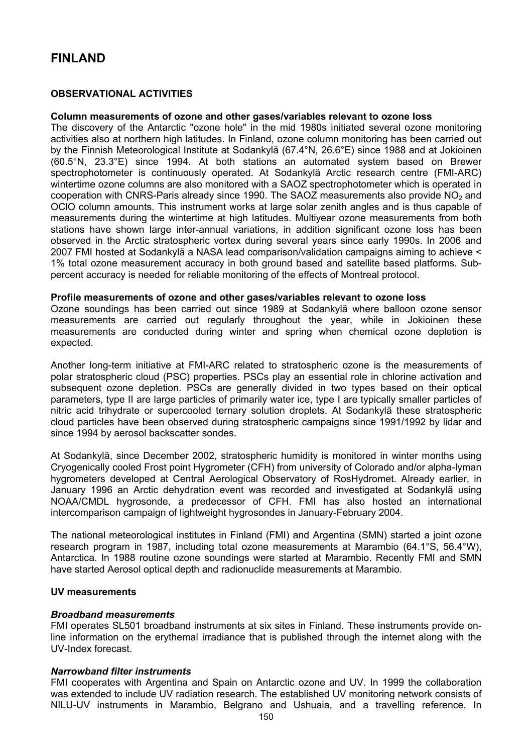# FINLAND

## OBSERVATIONAL ACTIVITIES

### Column measurements of ozone and other gases/variables relevant to ozone loss

The discovery of the Antarctic "ozone hole" in the mid 1980s initiated several ozone monitoring activities also at northern high latitudes. In Finland, ozone column monitoring has been carried out by the Finnish Meteorological Institute at Sodankylä (67.4°N, 26.6°E) since 1988 and at Jokioinen (60.5°N, 23.3°E) since 1994. At both stations an automated system based on Brewer spectrophotometer is continuously operated. At Sodankylä Arctic research centre (FMI-ARC) wintertime ozone columns are also monitored with a SAOZ spectrophotometer which is operated in cooperation with CNRS-Paris already since 1990. The SAOZ measurements also provide $NO_2$ and OClO column amounts. This instrument works at large solar zenith angles and is thus capable of measurements during the wintertime at high latitudes. Multiyear ozone measurements from both stations have shown large inter-annual variations, in addition significant ozone loss has been observed in the Arctic stratospheric vortex during several years since early 1990s. In 2006 and 2007 FMI hosted at Sodankylä a NASA lead comparison/validation campaigns aiming to achieve < 1% total ozone measurement accuracy in both ground based and satellite based platforms. Sub-percent accuracy is needed for reliable monitoring of the effects of Montreal protocol.

### Profile measurements of ozone and other gases/variables relevant to ozone loss

Ozone soundings has been carried out since 1989 at Sodankylä where balloon ozone sensor measurements are carried out regularly throughout the year, while in Jokioinen these measurements are conducted during winter and spring when chemical ozone depletion is expected.

Another long-term initiative at FMI-ARC related to stratospheric ozone is the measurements of polar stratospheric cloud (PSC) properties. PSCs play an essential role in chlorine activation and subsequent ozone depletion. PSCs are generally divided in two types based on their optical parameters, type II are large particles of primarily water ice, type I are typically smaller particles of nitric acid trihydrate or supercooled ternary solution droplets. At Sodankylä these stratospheric cloud particles have been observed during stratospheric campaigns since 1991/1992 by lidar and since 1994 by aerosol backscatter sondes.

At Sodankylä, since December 2002, stratospheric humidity is monitored in winter months using Cryogenically cooled Frost point Hygrometer (CFH) from university of Colorado and/or alpha-lyman hygrometers developed at Central Aerological Observatory of RosHydromet. Already earlier, in January 1996 an Arctic dehydration event was recorded and investigated at Sodankylä using NOAA/CMDL hygrosonde, a predecessor of CFH. FMI has also hosted an international intercomparison campaign of lightweight hygrosondes in January-February 2004.

The national meteorological institutes in Finland (FMI) and Argentina (SMN) started a joint ozone research program in 1987, including total ozone measurements at Marambio (64.1°S, 56.4°W), Antarctica. In 1988 routine ozone soundings were started at Marambio. Recently FMI and SMN have started Aerosol optical depth and radionuclide measurements at Marambio.

### UV measurements

#### *Broadband measurements*

FMI operates SL501 broadband instruments at six sites in Finland. These instruments provide on-line information on the erythemal irradiance that is published through the internet along with the UV-Index forecast.

#### *Narrowband filter instruments*

FMI cooperates with Argentina and Spain on Antarctic ozone and UV. In 1999 the collaboration was extended to include UV radiation research. The established UV monitoring network consists of NILU-UV instruments in Marambio, Belgrano and Ushuaia, and a travelling reference. In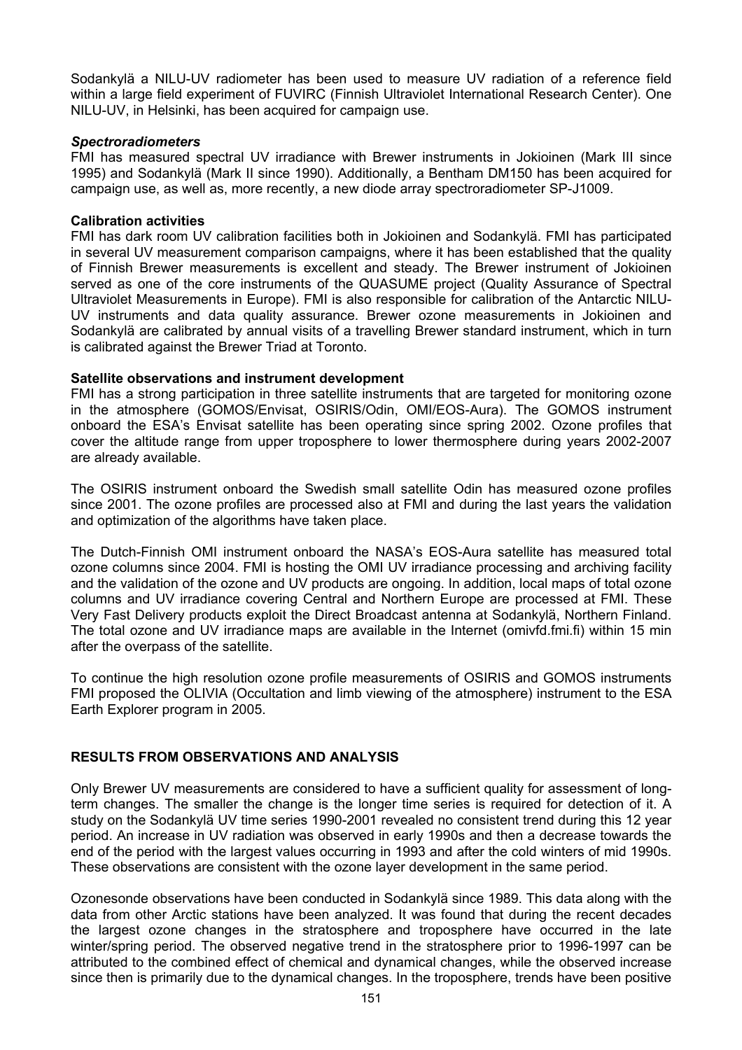Sodankylä a NILU-UV radiometer has been used to measure UV radiation of a reference field within a large field experiment of FUVIRC (Finnish Ultraviolet International Research Center). One NILU-UV, in Helsinki, has been acquired for campaign use.

***Spectroradiometers***

FMI has measured spectral UV irradiance with Brewer instruments in Jokioinen (Mark III since 1995) and Sodankylä (Mark II since 1990). Additionally, a Bentham DM150 has been acquired for campaign use, as well as, more recently, a new diode array spectroradiometer SP-J1009.

**Calibration activities**

FMI has dark room UV calibration facilities both in Jokioinen and Sodankylä. FMI has participated in several UV measurement comparison campaigns, where it has been established that the quality of Finnish Brewer measurements is excellent and steady. The Brewer instrument of Jokioinen served as one of the core instruments of the QUASUME project (Quality Assurance of Spectral Ultraviolet Measurements in Europe). FMI is also responsible for calibration of the Antarctic NILU-UV instruments and data quality assurance. Brewer ozone measurements in Jokioinen and Sodankylä are calibrated by annual visits of a travelling Brewer standard instrument, which in turn is calibrated against the Brewer Triad at Toronto.

**Satellite observations and instrument development**

FMI has a strong participation in three satellite instruments that are targeted for monitoring ozone in the atmosphere (GOMOS/Envisat, OSIRIS/Odin, OMI/EOS-Aura). The GOMOS instrument onboard the ESA's Envisat satellite has been operating since spring 2002. Ozone profiles that cover the altitude range from upper troposphere to lower thermosphere during years 2002-2007 are already available.

The OSIRIS instrument onboard the Swedish small satellite Odin has measured ozone profiles since 2001. The ozone profiles are processed also at FMI and during the last years the validation and optimization of the algorithms have taken place.

The Dutch-Finnish OMI instrument onboard the NASA's EOS-Aura satellite has measured total ozone columns since 2004. FMI is hosting the OMI UV irradiance processing and archiving facility and the validation of the ozone and UV products are ongoing. In addition, local maps of total ozone columns and UV irradiance covering Central and Northern Europe are processed at FMI. These Very Fast Delivery products exploit the Direct Broadcast antenna at Sodankylä, Northern Finland. The total ozone and UV irradiance maps are available in the Internet (omivfd.fmi.fi) within 15 min after the overpass of the satellite.

To continue the high resolution ozone profile measurements of OSIRIS and GOMOS instruments FMI proposed the OLIVIA (Occultation and limb viewing of the atmosphere) instrument to the ESA Earth Explorer program in 2005.

## RESULTS FROM OBSERVATIONS AND ANALYSIS

Only Brewer UV measurements are considered to have a sufficient quality for assessment of long-term changes. The smaller the change is the longer time series is required for detection of it. A study on the Sodankylä UV time series 1990-2001 revealed no consistent trend during this 12 year period. An increase in UV radiation was observed in early 1990s and then a decrease towards the end of the period with the largest values occurring in 1993 and after the cold winters of mid 1990s. These observations are consistent with the ozone layer development in the same period.

Ozonesonde observations have been conducted in Sodankylä since 1989. This data along with the data from other Arctic stations have been analyzed. It was found that during the recent decades the largest ozone changes in the stratosphere and troposphere have occurred in the late winter/spring period. The observed negative trend in the stratosphere prior to 1996-1997 can be attributed to the combined effect of chemical and dynamical changes, while the observed increase since then is primarily due to the dynamical changes. In the troposphere, trends have been positive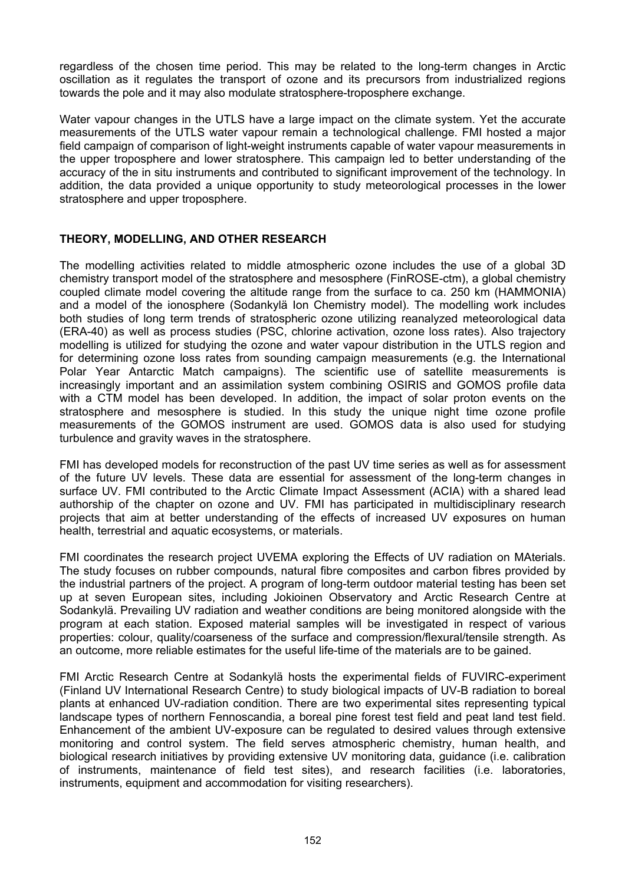regardless of the chosen time period. This may be related to the long-term changes in Arctic oscillation as it regulates the transport of ozone and its precursors from industrialized regions towards the pole and it may also modulate stratosphere-troposphere exchange.

Water vapour changes in the UTLS have a large impact on the climate system. Yet the accurate measurements of the UTLS water vapour remain a technological challenge. FMI hosted a major field campaign of comparison of light-weight instruments capable of water vapour measurements in the upper troposphere and lower stratosphere. This campaign led to better understanding of the accuracy of the in situ instruments and contributed to significant improvement of the technology. In addition, the data provided a unique opportunity to study meteorological processes in the lower stratosphere and upper troposphere.

## THEORY, MODELLING, AND OTHER RESEARCH

The modelling activities related to middle atmospheric ozone includes the use of a global 3D chemistry transport model of the stratosphere and mesosphere (FinROSE-ctm), a global chemistry coupled climate model covering the altitude range from the surface to ca. 250 km (HAMMONIA) and a model of the ionosphere (Sodankylä Ion Chemistry model). The modelling work includes both studies of long term trends of stratospheric ozone utilizing reanalyzed meteorological data (ERA-40) as well as process studies (PSC, chlorine activation, ozone loss rates). Also trajectory modelling is utilized for studying the ozone and water vapour distribution in the UTLS region and for determining ozone loss rates from sounding campaign measurements (e.g. the International Polar Year Antarctic Match campaigns). The scientific use of satellite measurements is increasingly important and an assimilation system combining OSIRIS and GOMOS profile data with a CTM model has been developed. In addition, the impact of solar proton events on the stratosphere and mesosphere is studied. In this study the unique night time ozone profile measurements of the GOMOS instrument are used. GOMOS data is also used for studying turbulence and gravity waves in the stratosphere.

FMI has developed models for reconstruction of the past UV time series as well as for assessment of the future UV levels. These data are essential for assessment of the long-term changes in surface UV. FMI contributed to the Arctic Climate Impact Assessment (ACIA) with a shared lead authorship of the chapter on ozone and UV. FMI has participated in multidisciplinary research projects that aim at better understanding of the effects of increased UV exposures on human health, terrestrial and aquatic ecosystems, or materials.

FMI coordinates the research project UVEMA exploring the Effects of UV radiation on MAterials. The study focuses on rubber compounds, natural fibre composites and carbon fibres provided by the industrial partners of the project. A program of long-term outdoor material testing has been set up at seven European sites, including Jokioinen Observatory and Arctic Research Centre at Sodankylä. Prevailing UV radiation and weather conditions are being monitored alongside with the program at each station. Exposed material samples will be investigated in respect of various properties: colour, quality/coarseness of the surface and compression/flexural/tensile strength. As an outcome, more reliable estimates for the useful life-time of the materials are to be gained.

FMI Arctic Research Centre at Sodankylä hosts the experimental fields of FUVIRC-experiment (Finland UV International Research Centre) to study biological impacts of UV-B radiation to boreal plants at enhanced UV-radiation condition. There are two experimental sites representing typical landscape types of northern Fennoscandia, a boreal pine forest test field and peat land test field. Enhancement of the ambient UV-exposure can be regulated to desired values through extensive monitoring and control system. The field serves atmospheric chemistry, human health, and biological research initiatives by providing extensive UV monitoring data, guidance (i.e. calibration of instruments, maintenance of field test sites), and research facilities (i.e. laboratories, instruments, equipment and accommodation for visiting researchers).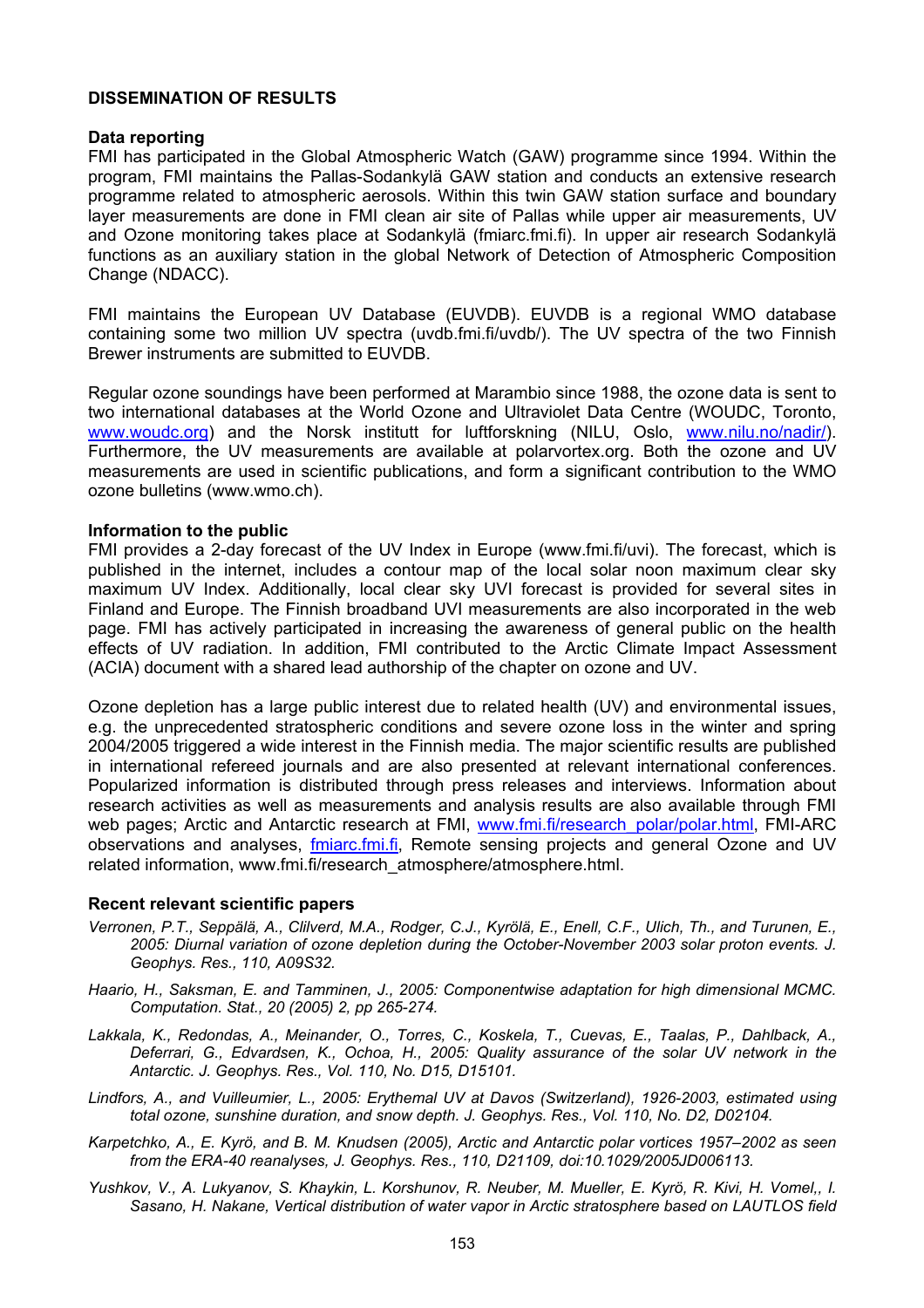## DISSEMINATION OF RESULTS

### Data reporting

FMI has participated in the Global Atmospheric Watch (GAW) programme since 1994. Within the program, FMI maintains the Pallas-Sodankylä GAW station and conducts an extensive research programme related to atmospheric aerosols. Within this twin GAW station surface and boundary layer measurements are done in FMI clean air site of Pallas while upper air measurements, UV and Ozone monitoring takes place at Sodankylä (fmiarc.fmi.fi). In upper air research Sodankylä functions as an auxiliary station in the global Network of Detection of Atmospheric Composition Change (NDACC).

FMI maintains the European UV Database (EUVDB). EUVDB is a regional WMO database containing some two million UV spectra (uvdb.fmi.fi/uvdb/). The UV spectra of the two Finnish Brewer instruments are submitted to EUVDB.

Regular ozone soundings have been performed at Marambio since 1988, the ozone data is sent to two international databases at the World Ozone and Ultraviolet Data Centre (WOUDC, Toronto, www.woudc.org) and the Norsk institutt for luftforskning (NILU, Oslo, www.nilu.no/nadir/). Furthermore, the UV measurements are available at polarvortex.org. Both the ozone and UV measurements are used in scientific publications, and form a significant contribution to the WMO ozone bulletins (www.wmo.ch).

### Information to the public

FMI provides a 2-day forecast of the UV Index in Europe (www.fmi.fi/uvi). The forecast, which is published in the internet, includes a contour map of the local solar noon maximum clear sky maximum UV Index. Additionally, local clear sky UVI forecast is provided for several sites in Finland and Europe. The Finnish broadband UVI measurements are also incorporated in the web page. FMI has actively participated in increasing the awareness of general public on the health effects of UV radiation. In addition, FMI contributed to the Arctic Climate Impact Assessment (ACIA) document with a shared lead authorship of the chapter on ozone and UV.

Ozone depletion has a large public interest due to related health (UV) and environmental issues, e.g. the unprecedented stratospheric conditions and severe ozone loss in the winter and spring 2004/2005 triggered a wide interest in the Finnish media. The major scientific results are published in international refereed journals and are also presented at relevant international conferences. Popularized information is distributed through press releases and interviews. Information about research activities as well as measurements and analysis results are also available through FMI web pages; Arctic and Antarctic research at FMI, www.fmi.fi/research_polar/polar.html, FMI-ARC observations and analyses, fmiarc.fmi.fi, Remote sensing projects and general Ozone and UV related information, www.fmi.fi/research_atmosphere/atmosphere.html.

### Recent relevant scientific papers

*Verronen, P.T., Seppälä, A., Clilverd, M.A., Rodger, C.J., Kyrölä, E., Enell, C.F., Ulich, Th., and Turunen, E., 2005: Diurnal variation of ozone depletion during the October-November 2003 solar proton events. J. Geophys. Res., 110, A09S32.*

*Haario, H., Saksman, E. and Tamminen, J., 2005: Componentwise adaptation for high dimensional MCMC. Computation. Stat., 20 (2005) 2, pp 265-274.*

*Lakkala, K., Redondas, A., Meinander, O., Torres, C., Koskela, T., Cuevas, E., Taalas, P., Dahlback, A., Deferrari, G., Edvardsen, K., Ochoa, H., 2005: Quality assurance of the solar UV network in the Antarctic. J. Geophys. Res., Vol. 110, No. D15, D15101.*

*Lindfors, A., and Vuilleumier, L., 2005: Erythemal UV at Davos (Switzerland), 1926-2003, estimated using total ozone, sunshine duration, and snow depth. J. Geophys. Res., Vol. 110, No. D2, D02104.*

*Karpetchko, A., E. Kyrö, and B. M. Knudsen (2005), Arctic and Antarctic polar vortices 1957–2002 as seen from the ERA-40 reanalyses, J. Geophys. Res., 110, D21109, doi:10.1029/2005JD006113.*

*Yushkov, V., A. Lukyanov, S. Khaykin, L. Korshunov, R. Neuber, M. Mueller, E. Kyrö, R. Kivi, H. Vomel,, I. Sasano, H. Nakane, Vertical distribution of water vapor in Arctic stratosphere based on LAUTLOS field*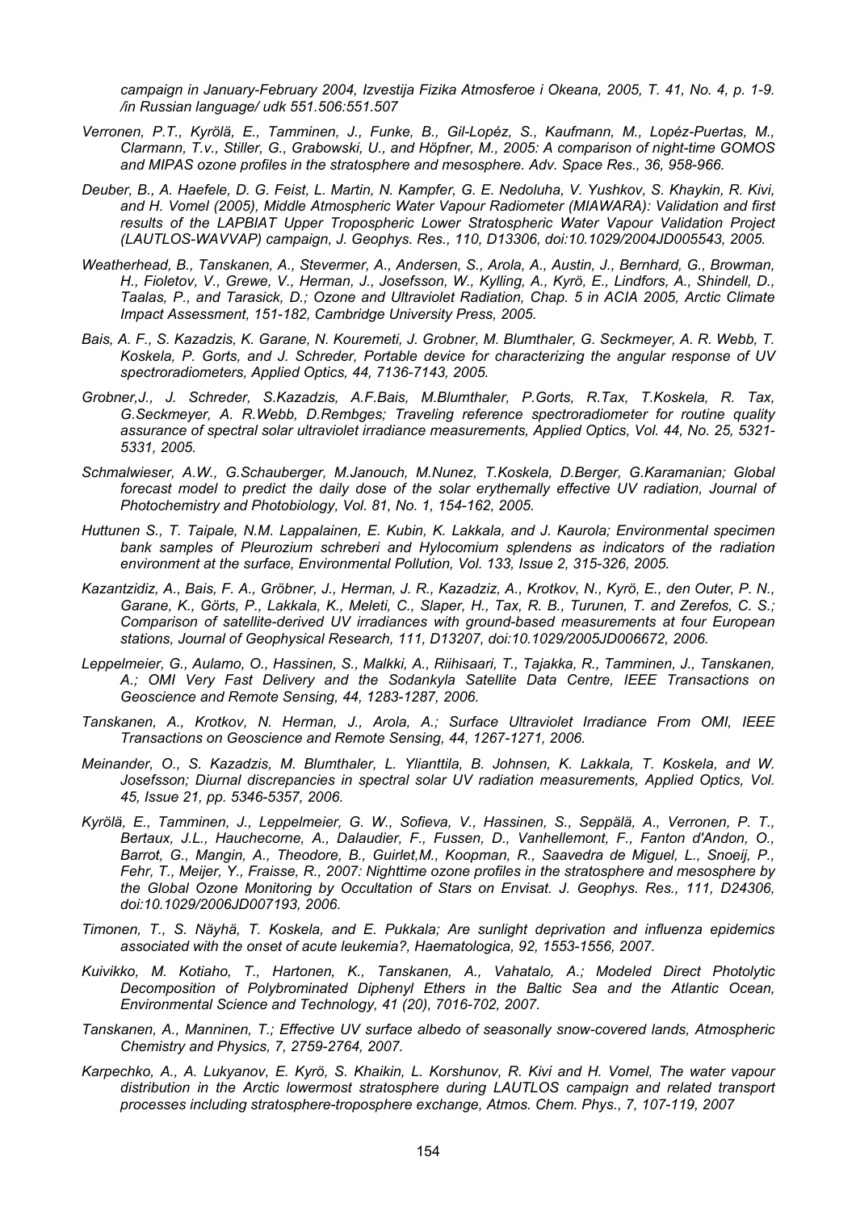*campaign in January-February 2004, Izvestija Fizika Atmosferoe i Okeana, 2005, T. 41, No. 4, p. 1-9. /in Russian language/ udk 551.506:551.507*

*Verronen, P.T., Kyrölä, E., Tamminen, J., Funke, B., Gil-Lopéz, S., Kaufmann, M., Lopéz-Puertas, M., Clarmann, T.v., Stiller, G., Grabowski, U., and Höpfner, M., 2005: A comparison of night-time GOMOS and MIPAS ozone profiles in the stratosphere and mesosphere. Adv. Space Res., 36, 958-966.*

*Deuber, B., A. Haefele, D. G. Feist, L. Martin, N. Kampfer, G. E. Nedoluha, V. Yushkov, S. Khaykin, R. Kivi, and H. Vomel (2005), Middle Atmospheric Water Vapour Radiometer (MIAWARA): Validation and first results of the LAPBIAT Upper Tropospheric Lower Stratospheric Water Vapour Validation Project (LAUTLOS-WAVVAP) campaign, J. Geophys. Res., 110, D13306, doi:10.1029/2004JD005543, 2005.*

*Weatherhead, B., Tanskanen, A., Stevermer, A., Andersen, S., Arola, A., Austin, J., Bernhard, G., Browman, H., Fioletov, V., Grewe, V., Herman, J., Josefsson, W., Kylling, A., Kyrö, E., Lindfors, A., Shindell, D., Taalas, P., and Tarasick, D.; Ozone and Ultraviolet Radiation, Chap. 5 in ACIA 2005, Arctic Climate Impact Assessment, 151-182, Cambridge University Press, 2005.*

*Bais, A. F., S. Kazadzis, K. Garane, N. Kouremeti, J. Grobner, M. Blumthaler, G. Seckmeyer, A. R. Webb, T. Koskela, P. Gorts, and J. Schreder, Portable device for characterizing the angular response of UV spectroradiometers, Applied Optics, 44, 7136-7143, 2005.*

*Grobner,J., J. Schreder, S.Kazadzis, A.F.Bais, M.Blumthaler, P.Gorts, R.Tax, T.Koskela, R. Tax, G.Seckmeyer, A. R.Webb, D.Rembges; Traveling reference spectroradiometer for routine quality assurance of spectral solar ultraviolet irradiance measurements, Applied Optics, Vol. 44, No. 25, 5321-5331, 2005.*

*Schmalwieser, A.W., G.Schauberger, M.Janouch, M.Nunez, T.Koskela, D.Berger, G.Karamanian; Global forecast model to predict the daily dose of the solar erythemally effective UV radiation, Journal of Photochemistry and Photobiology, Vol. 81, No. 1, 154-162, 2005.*

*Huttunen S., T. Taipale, N.M. Lappalainen, E. Kubin, K. Lakkala, and J. Kaurola; Environmental specimen bank samples of Pleurozium schreberi and Hylocomium splendens as indicators of the radiation environment at the surface, Environmental Pollution, Vol. 133, Issue 2, 315-326, 2005.*

*Kazantzidiz, A., Bais, F. A., Gröbner, J., Herman, J. R., Kazadziz, A., Krotkov, N., Kyrö, E., den Outer, P. N., Garane, K., Görts, P., Lakkala, K., Meleti, C., Slaper, H., Tax, R. B., Turunen, T. and Zerefos, C. S.; Comparison of satellite-derived UV irradiances with ground-based measurements at four European stations, Journal of Geophysical Research, 111, D13207, doi:10.1029/2005JD006672, 2006.*

*Leppelmeier, G., Aulamo, O., Hassinen, S., Malkki, A., Riihisaari, T., Tajakka, R., Tamminen, J., Tanskanen, A.; OMI Very Fast Delivery and the Sodankyla Satellite Data Centre, IEEE Transactions on Geoscience and Remote Sensing, 44, 1283-1287, 2006.*

*Tanskanen, A., Krotkov, N. Herman, J., Arola, A.; Surface Ultraviolet Irradiance From OMI, IEEE Transactions on Geoscience and Remote Sensing, 44, 1267-1271, 2006.*

*Meinander, O., S. Kazadzis, M. Blumthaler, L. Ylianttila, B. Johnsen, K. Lakkala, T. Koskela, and W. Josefsson; Diurnal discrepancies in spectral solar UV radiation measurements, Applied Optics, Vol. 45, Issue 21, pp. 5346-5357, 2006.*

*Kyrölä, E., Tamminen, J., Leppelmeier, G. W., Sofieva, V., Hassinen, S., Seppälä, A., Verronen, P. T., Bertaux, J.L., Hauchecorne, A., Dalaudier, F., Fussen, D., Vanhellemont, F., Fanton d'Andon, O., Barrot, G., Mangin, A., Theodore, B., Guirlet,M., Koopman, R., Saavedra de Miguel, L., Snoeij, P., Fehr, T., Meijer, Y., Fraisse, R., 2007: Nighttime ozone profiles in the stratosphere and mesosphere by the Global Ozone Monitoring by Occultation of Stars on Envisat. J. Geophys. Res., 111, D24306, doi:10.1029/2006JD007193, 2006.*

*Timonen, T., S. Näyhä, T. Koskela, and E. Pukkala; Are sunlight deprivation and influenza epidemics associated with the onset of acute leukemia?, Haematologica, 92, 1553-1556, 2007.*

*Kuivikko, M. Kotiaho, T., Hartonen, K., Tanskanen, A., Vahatalo, A.; Modeled Direct Photolytic Decomposition of Polybrominated Diphenyl Ethers in the Baltic Sea and the Atlantic Ocean, Environmental Science and Technology, 41 (20), 7016-702, 2007.*

*Tanskanen, A., Manninen, T.; Effective UV surface albedo of seasonally snow-covered lands, Atmospheric Chemistry and Physics, 7, 2759-2764, 2007.*

*Karpechko, A., A. Lukyanov, E. Kyrö, S. Khaikin, L. Korshunov, R. Kivi and H. Vomel, The water vapour distribution in the Arctic lowermost stratosphere during LAUTLOS campaign and related transport processes including stratosphere-troposphere exchange, Atmos. Chem. Phys., 7, 107-119, 2007*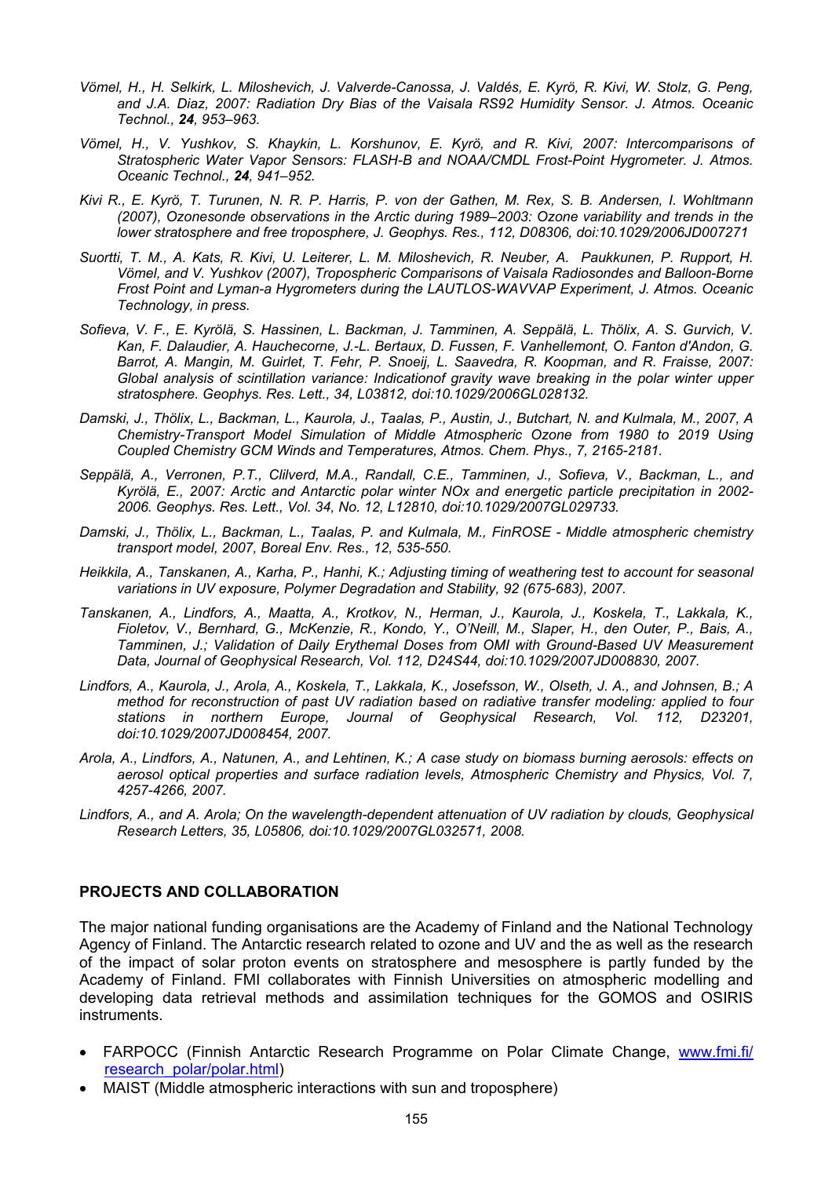*Vömel, H., H. Selkirk, L. Miloshevich, J. Valverde-Canossa, J. Valdés, E. Kyrö, R. Kivi, W. Stolz, G. Peng, and J.A. Diaz, 2007: Radiation Dry Bias of the Vaisala RS92 Humidity Sensor. J. Atmos. Oceanic Technol.,* ***24****, 953–963.*

*Vömel, H., V. Yushkov, S. Khaykin, L. Korshunov, E. Kyrö, and R. Kivi, 2007: Intercomparisons of Stratospheric Water Vapor Sensors: FLASH-B and NOAA/CMDL Frost-Point Hygrometer. J. Atmos. Oceanic Technol.,* ***24****, 941–952.*

*Kivi R., E. Kyrö, T. Turunen, N. R. P. Harris, P. von der Gathen, M. Rex, S. B. Andersen, I. Wohltmann (2007), Ozonesonde observations in the Arctic during 1989–2003: Ozone variability and trends in the lower stratosphere and free troposphere, J. Geophys. Res., 112, D08306, doi:10.1029/2006JD007271*

*Suortti, T. M., A. Kats, R. Kivi, U. Leiterer, L. M. Miloshevich, R. Neuber, A. Paukkunen, P. Ruppert, H. Vömel, and V. Yushkov (2007), Tropospheric Comparisons of Vaisala Radiosondes and Balloon-Borne Frost Point and Lyman-a Hygrometers during the LAUTLOS-WAVVAP Experiment, J. Atmos. Oceanic Technology, in press.*

*Sofieva, V. F., E. Kyrölä, S. Hassinen, L. Backman, J. Tamminen, A. Seppälä, L. Thölix, A. S. Gurvich, V. Kan, F. Dalaudier, A. Hauchecorne, J.-L. Bertaux, D. Fussen, F. Vanhellemont, O. Fanton d'Andon, G. Barrot, A. Mangin, M. Guirlet, T. Fehr, P. Snoeij, L. Saavedra, R. Koopman, and R. Fraisse, 2007: Global analysis of scintillation variance: Indicationof gravity wave breaking in the polar winter upper stratosphere. Geophys. Res. Lett., 34, L03812, doi:10.1029/2006GL028132.*

*Damski, J., Thölix, L., Backman, L., Kaurola, J., Taalas, P., Austin, J., Butchart, N. and Kulmala, M., 2007, A Chemistry-Transport Model Simulation of Middle Atmospheric Ozone from 1980 to 2019 Using Coupled Chemistry GCM Winds and Temperatures, Atmos. Chem. Phys., 7, 2165-2181.*

*Seppälä, A., Verronen, P.T., Clilverd, M.A., Randall, C.E., Tamminen, J., Sofieva, V., Backman, L., and Kyrölä, E., 2007: Arctic and Antarctic polar winter NOx and energetic particle precipitation in 2002-2006. Geophys. Res. Lett., Vol. 34, No. 12, L12810, doi:10.1029/2007GL029733.*

*Damski, J., Thölix, L., Backman, L., Taalas, P. and Kulmala, M., FinROSE - Middle atmospheric chemistry transport model, 2007, Boreal Env. Res., 12, 535-550.*

*Heikkila, A., Tanskanen, A., Karha, P., Hanhi, K.; Adjusting timing of weathering test to account for seasonal variations in UV exposure, Polymer Degradation and Stability, 92 (675-683), 2007.*

*Tanskanen, A., Lindfors, A., Maatta, A., Krotkov, N., Herman, J., Kaurola, J., Koskela, T., Lakkala, K., Fioletov, V., Bernhard, G., McKenzie, R., Kondo, Y., O'Neill, M., Slaper, H., den Outer, P., Bais, A., Tamminen, J.; Validation of Daily Erythemal Doses from OMI with Ground-Based UV Measurement Data, Journal of Geophysical Research, Vol. 112, D24S44, doi:10.1029/2007JD008830, 2007.*

*Lindfors, A., Kaurola, J., Arola, A., Koskela, T., Lakkala, K., Josefsson, W., Olseth, J. A., and Johnsen, B.; A method for reconstruction of past UV radiation based on radiative transfer modeling: applied to four stations in northern Europe, Journal of Geophysical Research, Vol. 112, D23201, doi:10.1029/2007JD008454, 2007.*

*Arola, A., Lindfors, A., Natunen, A., and Lehtinen, K.; A case study on biomass burning aerosols: effects on aerosol optical properties and surface radiation levels, Atmospheric Chemistry and Physics, Vol. 7, 4257-4266, 2007.*

*Lindfors, A., and A. Arola; On the wavelength-dependent attenuation of UV radiation by clouds, Geophysical Research Letters, 35, L05806, doi:10.1029/2007GL032571, 2008.*

## PROJECTS AND COLLABORATION

The major national funding organisations are the Academy of Finland and the National Technology Agency of Finland. The Antarctic research related to ozone and UV and the as well as the research of the impact of solar proton events on stratosphere and mesosphere is partly funded by the Academy of Finland. FMI collaborates with Finnish Universities on atmospheric modelling and developing data retrieval methods and assimilation techniques for the GOMOS and OSIRIS instruments.

- FARPOCC (Finnish Antarctic Research Programme on Polar Climate Change, www.fmi.fi/research_polar/polar.html)
- MAIST (Middle atmospheric interactions with sun and troposphere)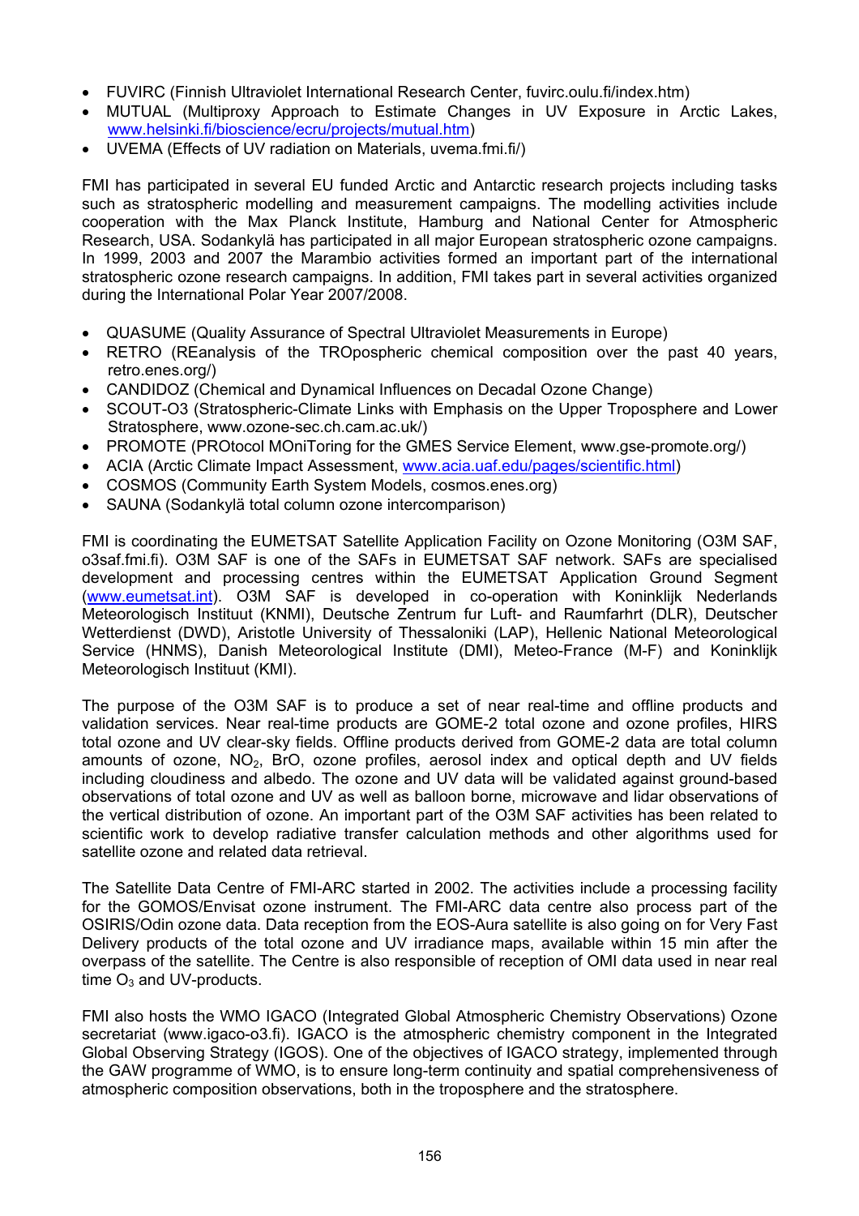- FUVIRC (Finnish Ultraviolet International Research Center, fuvirc.oulu.fi/index.htm)
- MUTUAL (Multiproxy Approach to Estimate Changes in UV Exposure in Arctic Lakes, www.helsinki.fi/bioscience/ecru/projects/mutual.htm)
- UVEMA (Effects of UV radiation on Materials, uvema.fmi.fi/)

FMI has participated in several EU funded Arctic and Antarctic research projects including tasks such as stratospheric modelling and measurement campaigns. The modelling activities include cooperation with the Max Planck Institute, Hamburg and National Center for Atmospheric Research, USA. Sodankylä has participated in all major European stratospheric ozone campaigns. In 1999, 2003 and 2007 the Marambio activities formed an important part of the international stratospheric ozone research campaigns. In addition, FMI takes part in several activities organized during the International Polar Year 2007/2008.

- QUASUME (Quality Assurance of Spectral Ultraviolet Measurements in Europe)
- RETRO (REanalysis of the TROpospheric chemical composition over the past 40 years, retro.enes.org/)
- CANDIDOZ (Chemical and Dynamical Influences on Decadal Ozone Change)
- SCOUT-O3 (Stratospheric-Climate Links with Emphasis on the Upper Troposphere and Lower Stratosphere, www.ozone-sec.ch.cam.ac.uk/)
- PROMOTE (PROtocol MOniToring for the GMES Service Element, www.gse-promote.org/)
- ACIA (Arctic Climate Impact Assessment, www.acia.uaf.edu/pages/scientific.html)
- COSMOS (Community Earth System Models, cosmos.enes.org)
- SAUNA (Sodankylä total column ozone intercomparison)

FMI is coordinating the EUMETSAT Satellite Application Facility on Ozone Monitoring (O3M SAF, o3saf.fmi.fi). O3M SAF is one of the SAFs in EUMETSAT SAF network. SAFs are specialised development and processing centres within the EUMETSAT Application Ground Segment (www.eumetsat.int). O3M SAF is developed in co-operation with Koninklijk Nederlands Meteorologisch Instituut (KNMI), Deutsche Zentrum fur Luft- and Raumfarhrt (DLR), Deutscher Wetterdienst (DWD), Aristotle University of Thessaloniki (LAP), Hellenic National Meteorological Service (HNMS), Danish Meteorological Institute (DMI), Meteo-France (M-F) and Koninklijk Meteorologisch Instituut (KMI).

The purpose of the O3M SAF is to produce a set of near real-time and offline products and validation services. Near real-time products are GOME-2 total ozone and ozone profiles, HIRS total ozone and UV clear-sky fields. Offline products derived from GOME-2 data are total column amounts of ozone, $NO_2$, BrO, ozone profiles, aerosol index and optical depth and UV fields including cloudiness and albedo. The ozone and UV data will be validated against ground-based observations of total ozone and UV as well as balloon borne, microwave and lidar observations of the vertical distribution of ozone. An important part of the O3M SAF activities has been related to scientific work to develop radiative transfer calculation methods and other algorithms used for satellite ozone and related data retrieval.

The Satellite Data Centre of FMI-ARC started in 2002. The activities include a processing facility for the GOMOS/Envisat ozone instrument. The FMI-ARC data centre also process part of the OSIRIS/Odin ozone data. Data reception from the EOS-Aura satellite is also going on for Very Fast Delivery products of the total ozone and UV irradiance maps, available within 15 min after the overpass of the satellite. The Centre is also responsible of reception of OMI data used in near real time $O_3$ and UV-products.

FMI also hosts the WMO IGACO (Integrated Global Atmospheric Chemistry Observations) Ozone secretariat (www.igaco-o3.fi). IGACO is the atmospheric chemistry component in the Integrated Global Observing Strategy (IGOS). One of the objectives of IGACO strategy, implemented through the GAW programme of WMO, is to ensure long-term continuity and spatial comprehensiveness of atmospheric composition observations, both in the troposphere and the stratosphere.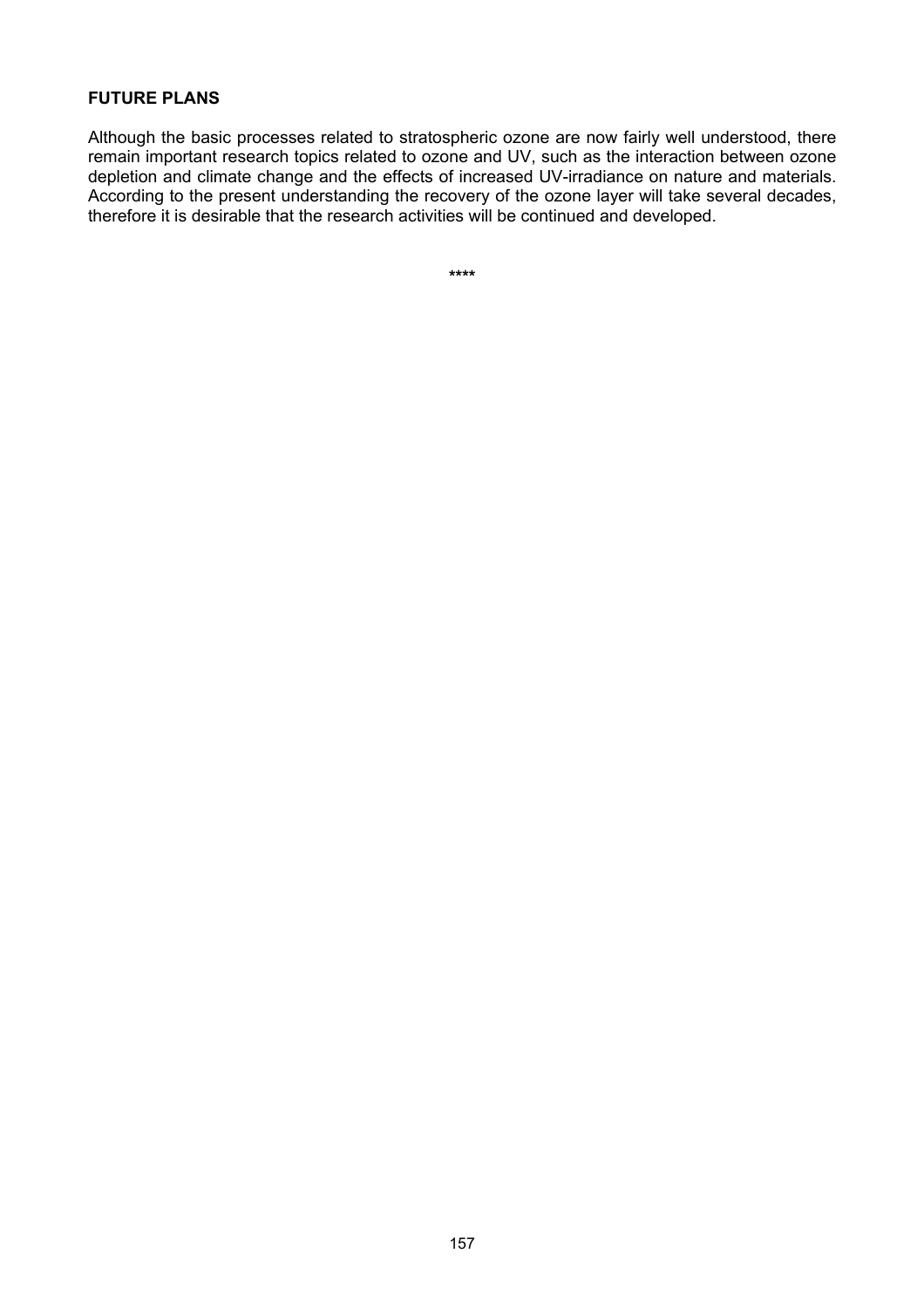**FUTURE PLANS**

Although the basic processes related to stratospheric ozone are now fairly well understood, there remain important research topics related to ozone and UV, such as the interaction between ozone depletion and climate change and the effects of increased UV-irradiance on nature and materials. According to the present understanding the recovery of the ozone layer will take several decades, therefore it is desirable that the research activities will be continued and developed.

****